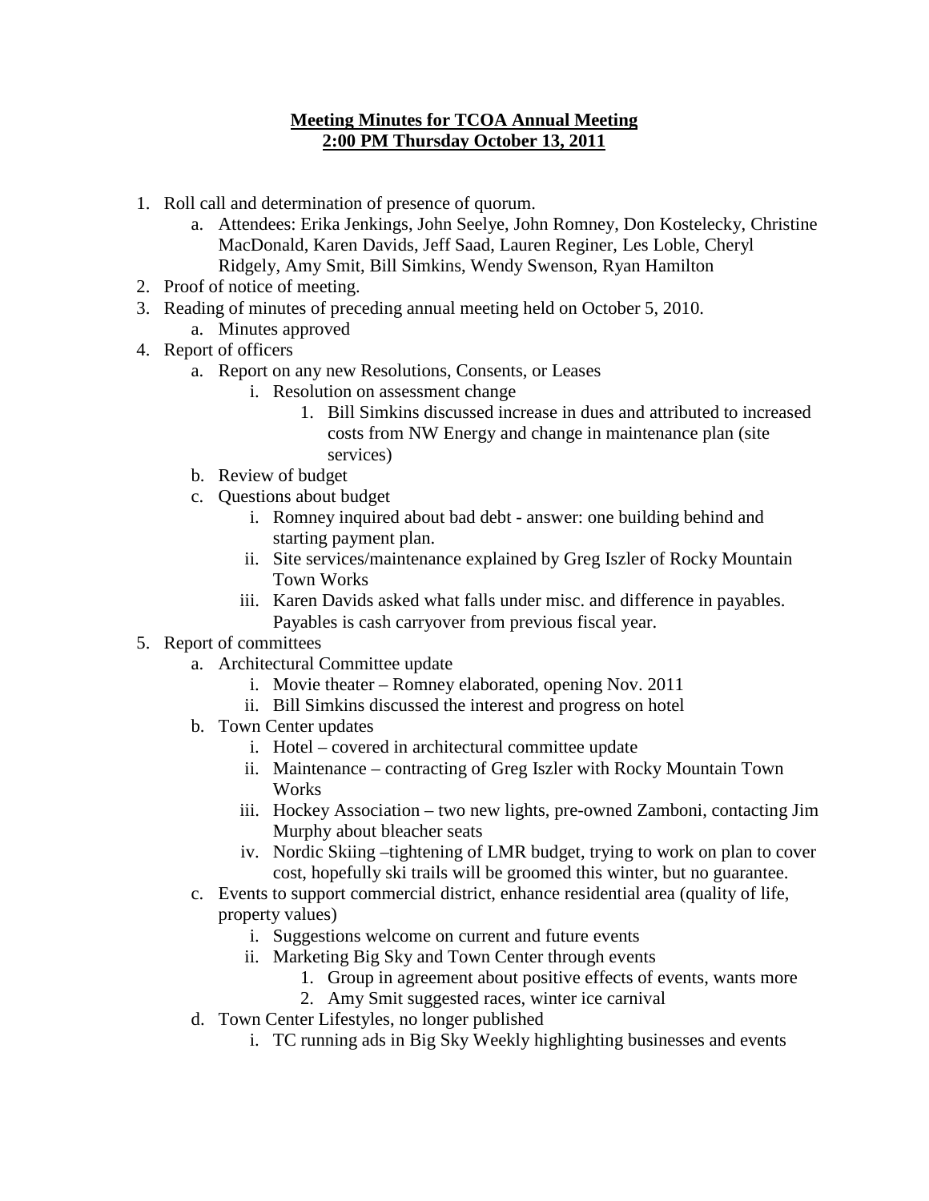**Meeting Minutes for TCOA Annual Meeting**
**2:00 PM Thursday October 13, 2011**

1. Roll call and determination of presence of quorum.
    a. Attendees: Erika Jenkings, John Seelye, John Romney, Don Kostelecky, Christine MacDonald, Karen Davids, Jeff Saad, Lauren Reginer, Les Loble, Cheryl Ridgely, Amy Smit, Bill Simkins, Wendy Swenson, Ryan Hamilton
2. Proof of notice of meeting.
3. Reading of minutes of preceding annual meeting held on October 5, 2010.
    a. Minutes approved
4. Report of officers
    a. Report on any new Resolutions, Consents, or Leases
        i. Resolution on assessment change
            1. Bill Simkins discussed increase in dues and attributed to increased costs from NW Energy and change in maintenance plan (site services)
    b. Review of budget
    c. Questions about budget
        i. Romney inquired about bad debt - answer: one building behind and starting payment plan.
        ii. Site services/maintenance explained by Greg Iszler of Rocky Mountain Town Works
        iii. Karen Davids asked what falls under misc. and difference in payables. Payables is cash carryover from previous fiscal year.
5. Report of committees
    a. Architectural Committee update
        i. Movie theater – Romney elaborated, opening Nov. 2011
        ii. Bill Simkins discussed the interest and progress on hotel
    b. Town Center updates
        i. Hotel – covered in architectural committee update
        ii. Maintenance – contracting of Greg Iszler with Rocky Mountain Town Works
        iii. Hockey Association – two new lights, pre-owned Zamboni, contacting Jim Murphy about bleacher seats
        iv. Nordic Skiing –tightening of LMR budget, trying to work on plan to cover cost, hopefully ski trails will be groomed this winter, but no guarantee.
    c. Events to support commercial district, enhance residential area (quality of life, property values)
        i. Suggestions welcome on current and future events
        ii. Marketing Big Sky and Town Center through events
            1. Group in agreement about positive effects of events, wants more
            2. Amy Smit suggested races, winter ice carnival
    d. Town Center Lifestyles, no longer published
        i. TC running ads in Big Sky Weekly highlighting businesses and events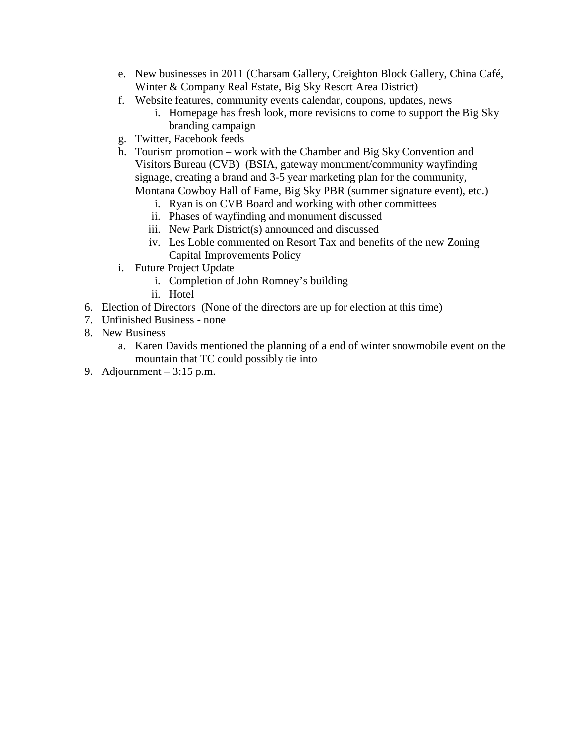e. New businesses in 2011 (Charsam Gallery, Creighton Block Gallery, China Café, Winter & Company Real Estate, Big Sky Resort Area District)
   f. Website features, community events calendar, coupons, updates, news
      i. Homepage has fresh look, more revisions to come to support the Big Sky branding campaign
   g. Twitter, Facebook feeds
   h. Tourism promotion – work with the Chamber and Big Sky Convention and Visitors Bureau (CVB) (BSIA, gateway monument/community wayfinding signage, creating a brand and 3-5 year marketing plan for the community, Montana Cowboy Hall of Fame, Big Sky PBR (summer signature event), etc.)
      i. Ryan is on CVB Board and working with other committees
      ii. Phases of wayfinding and monument discussed
      iii. New Park District(s) announced and discussed
      iv. Les Loble commented on Resort Tax and benefits of the new Zoning Capital Improvements Policy
   i. Future Project Update
      i. Completion of John Romney's building
      ii. Hotel
6. Election of Directors (None of the directors are up for election at this time)
7. Unfinished Business - none
8. New Business
   a. Karen Davids mentioned the planning of a end of winter snowmobile event on the mountain that TC could possibly tie into
9. Adjournment – 3:15 p.m.